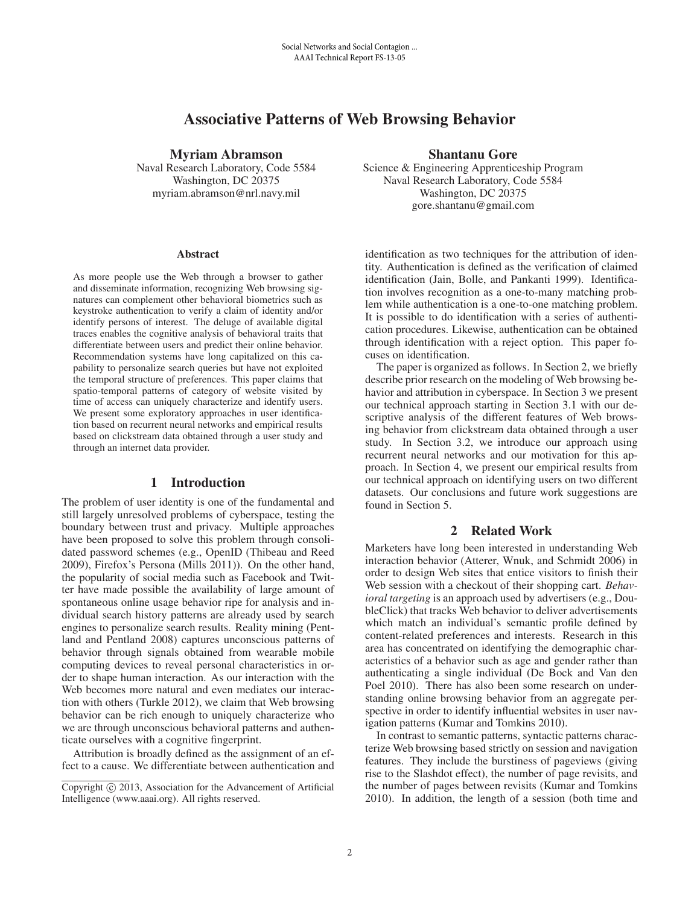# Associative Patterns of Web Browsing Behavior

**Myriam Abramson**
Naval Research Laboratory, Code 5584
Washington, DC 20375
myriam.abramson@nrl.navy.mil

**Shantanu Gore**
Science & Engineering Apprenticeship Program
Naval Research Laboratory, Code 5584
Washington, DC 20375
gore.shantanu@gmail.com

### Abstract

As more people use the Web through a browser to gather and disseminate information, recognizing Web browsing signatures can complement other behavioral biometrics such as keystroke authentication to verify a claim of identity and/or identify persons of interest. The deluge of available digital traces enables the cognitive analysis of behavioral traits that differentiate between users and predict their online behavior. Recommendation systems have long capitalized on this capability to personalize search queries but have not exploited the temporal structure of preferences. This paper claims that spatio-temporal patterns of category of website visited by time of access can uniquely characterize and identify users. We present some exploratory approaches in user identification based on recurrent neural networks and empirical results based on clickstream data obtained through a user study and through an internet data provider.

## 1 Introduction

The problem of user identity is one of the fundamental and still largely unresolved problems of cyberspace, testing the boundary between trust and privacy. Multiple approaches have been proposed to solve this problem through consolidated password schemes (e.g., OpenID (Thibeau and Reed 2009), Firefox's Persona (Mills 2011)). On the other hand, the popularity of social media such as Facebook and Twitter have made possible the availability of large amount of spontaneous online usage behavior ripe for analysis and individual search history patterns are already used by search engines to personalize search results. Reality mining (Pentland and Pentland 2008) captures unconscious patterns of behavior through signals obtained from wearable mobile computing devices to reveal personal characteristics in order to shape human interaction. As our interaction with the Web becomes more natural and even mediates our interaction with others (Turkle 2012), we claim that Web browsing behavior can be rich enough to uniquely characterize who we are through unconscious behavioral patterns and authenticate ourselves with a cognitive fingerprint.

Attribution is broadly defined as the assignment of an effect to a cause. We differentiate between authentication and identification as two techniques for the attribution of identity. Authentication is defined as the verification of claimed identification (Jain, Bolle, and Pankanti 1999). Identification involves recognition as a one-to-many matching problem while authentication is a one-to-one matching problem. It is possible to do identification with a series of authentication procedures. Likewise, authentication can be obtained through identification with a reject option. This paper focuses on identification.

The paper is organized as follows. In Section 2, we briefly describe prior research on the modeling of Web browsing behavior and attribution in cyberspace. In Section 3 we present our technical approach starting in Section 3.1 with our descriptive analysis of the different features of Web browsing behavior from clickstream data obtained through a user study. In Section 3.2, we introduce our approach using recurrent neural networks and our motivation for this approach. In Section 4, we present our empirical results from our technical approach on identifying users on two different datasets. Our conclusions and future work suggestions are found in Section 5.

## 2 Related Work

Marketers have long been interested in understanding Web interaction behavior (Atterer, Wnuk, and Schmidt 2006) in order to design Web sites that entice visitors to finish their Web session with a checkout of their shopping cart. *Behavioral targeting* is an approach used by advertisers (e.g., DoubleClick) that tracks Web behavior to deliver advertisements which match an individual's semantic profile defined by content-related preferences and interests. Research in this area has concentrated on identifying the demographic characteristics of a behavior such as age and gender rather than authenticating a single individual (De Bock and Van den Poel 2010). There has also been some research on understanding online browsing behavior from an aggregate perspective in order to identify influential websites in user navigation patterns (Kumar and Tomkins 2010).

In contrast to semantic patterns, syntactic patterns characterize Web browsing based strictly on session and navigation features. They include the burstiness of pageviews (giving rise to the Slashdot effect), the number of page revisits, and the number of pages between revisits (Kumar and Tomkins 2010). In addition, the length of a session (both time and

Copyright © 2013, Association for the Advancement of Artificial Intelligence (www.aaai.org). All rights reserved.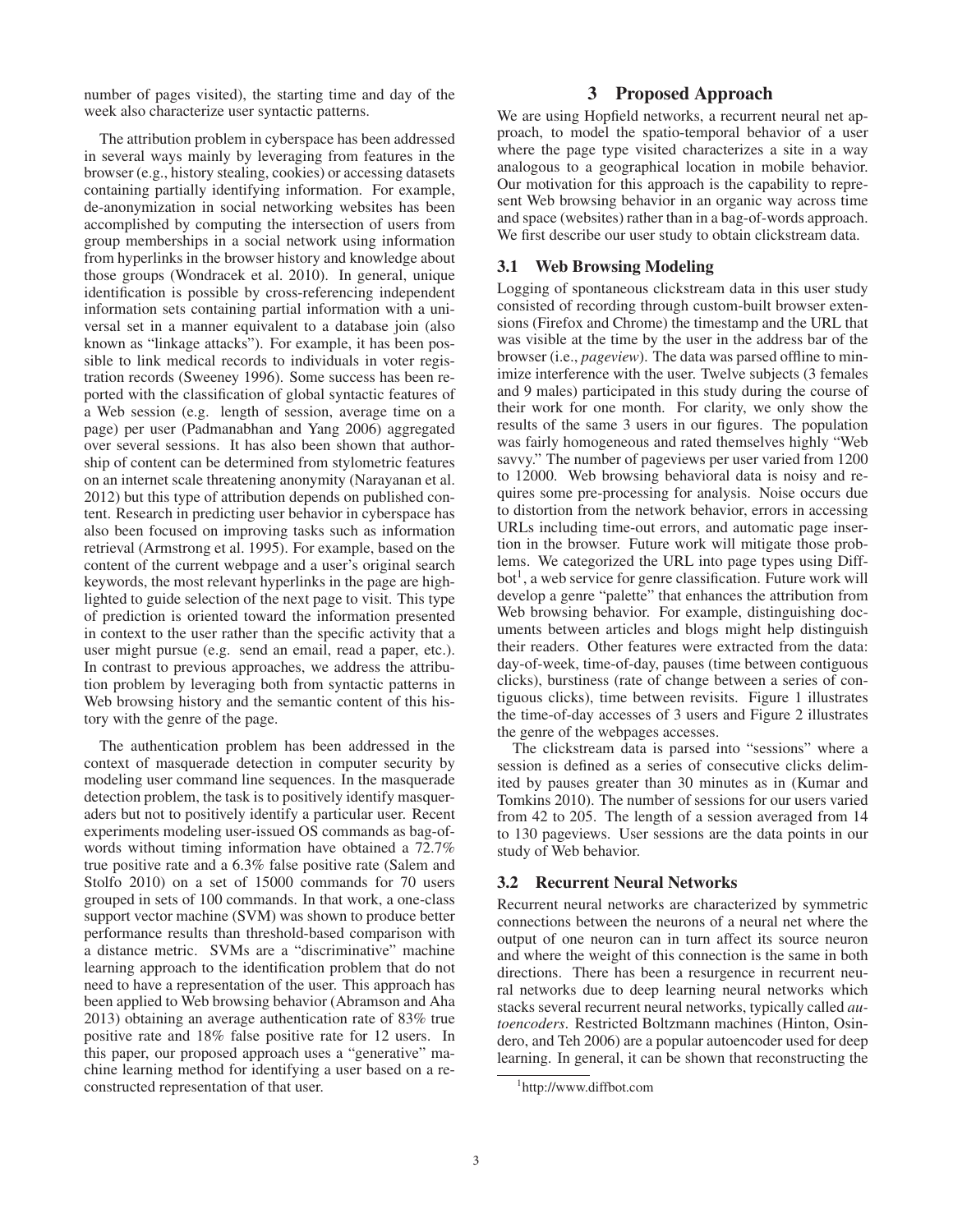number of pages visited), the starting time and day of the week also characterize user syntactic patterns.

The attribution problem in cyberspace has been addressed in several ways mainly by leveraging from features in the browser (e.g., history stealing, cookies) or accessing datasets containing partially identifying information. For example, de-anonymization in social networking websites has been accomplished by computing the intersection of users from group memberships in a social network using information from hyperlinks in the browser history and knowledge about those groups (Wondracek et al. 2010). In general, unique identification is possible by cross-referencing independent information sets containing partial information with a universal set in a manner equivalent to a database join (also known as "linkage attacks"). For example, it has been possible to link medical records to individuals in voter registration records (Sweeney 1996). Some success has been reported with the classification of global syntactic features of a Web session (e.g. length of session, average time on a page) per user (Padmanabhan and Yang 2006) aggregated over several sessions. It has also been shown that authorship of content can be determined from stylometric features on an internet scale threatening anonymity (Narayanan et al. 2012) but this type of attribution depends on published content. Research in predicting user behavior in cyberspace has also been focused on improving tasks such as information retrieval (Armstrong et al. 1995). For example, based on the content of the current webpage and a user's original search keywords, the most relevant hyperlinks in the page are highlighted to guide selection of the next page to visit. This type of prediction is oriented toward the information presented in context to the user rather than the specific activity that a user might pursue (e.g. send an email, read a paper, etc.). In contrast to previous approaches, we address the attribution problem by leveraging both from syntactic patterns in Web browsing history and the semantic content of this history with the genre of the page.

The authentication problem has been addressed in the context of masquerade detection in computer security by modeling user command line sequences. In the masquerade detection problem, the task is to positively identify masqueraders but not to positively identify a particular user. Recent experiments modeling user-issued OS commands as bag-of-words without timing information have obtained a 72.7% true positive rate and a 6.3% false positive rate (Salem and Stolfo 2010) on a set of 15000 commands for 70 users grouped in sets of 100 commands. In that work, a one-class support vector machine (SVM) was shown to produce better performance results than threshold-based comparison with a distance metric. SVMs are a "discriminative" machine learning approach to the identification problem that do not need to have a representation of the user. This approach has been applied to Web browsing behavior (Abramson and Aha 2013) obtaining an average authentication rate of 83% true positive rate and 18% false positive rate for 12 users. In this paper, our proposed approach uses a "generative" machine learning method for identifying a user based on a reconstructed representation of that user.

# 3 Proposed Approach

We are using Hopfield networks, a recurrent neural net approach, to model the spatio-temporal behavior of a user where the page type visited characterizes a site in a way analogous to a geographical location in mobile behavior. Our motivation for this approach is the capability to represent Web browsing behavior in an organic way across time and space (websites) rather than in a bag-of-words approach. We first describe our user study to obtain clickstream data.

## 3.1 Web Browsing Modeling

Logging of spontaneous clickstream data in this user study consisted of recording through custom-built browser extensions (Firefox and Chrome) the timestamp and the URL that was visible at the time by the user in the address bar of the browser (i.e., *pageview*). The data was parsed offline to minimize interference with the user. Twelve subjects (3 females and 9 males) participated in this study during the course of their work for one month. For clarity, we only show the results of the same 3 users in our figures. The population was fairly homogeneous and rated themselves highly "Web savvy." The number of pageviews per user varied from 1200 to 12000. Web browsing behavioral data is noisy and requires some pre-processing for analysis. Noise occurs due to distortion from the network behavior, errors in accessing URLs including time-out errors, and automatic page insertion in the browser. Future work will mitigate those problems. We categorized the URL into page types using Diffbot[1], a web service for genre classification. Future work will develop a genre "palette" that enhances the attribution from Web browsing behavior. For example, distinguishing documents between articles and blogs might help distinguish their readers. Other features were extracted from the data: day-of-week, time-of-day, pauses (time between contiguous clicks), burstiness (rate of change between a series of contiguous clicks), time between revisits. Figure 1 illustrates the time-of-day accesses of 3 users and Figure 2 illustrates the genre of the webpages accesses.

The clickstream data is parsed into "sessions" where a session is defined as a series of consecutive clicks delimited by pauses greater than 30 minutes as in (Kumar and Tomkins 2010). The number of sessions for our users varied from 42 to 205. The length of a session averaged from 14 to 130 pageviews. User sessions are the data points in our study of Web behavior.

## 3.2 Recurrent Neural Networks

Recurrent neural networks are characterized by symmetric connections between the neurons of a neural net where the output of one neuron can in turn affect its source neuron and where the weight of this connection is the same in both directions. There has been a resurgence in recurrent neural networks due to deep learning neural networks which stacks several recurrent neural networks, typically called *autoencoders*. Restricted Boltzmann machines (Hinton, Osindero, and Teh 2006) are a popular autoencoder used for deep learning. In general, it can be shown that reconstructing the

[1] http://www.diffbot.com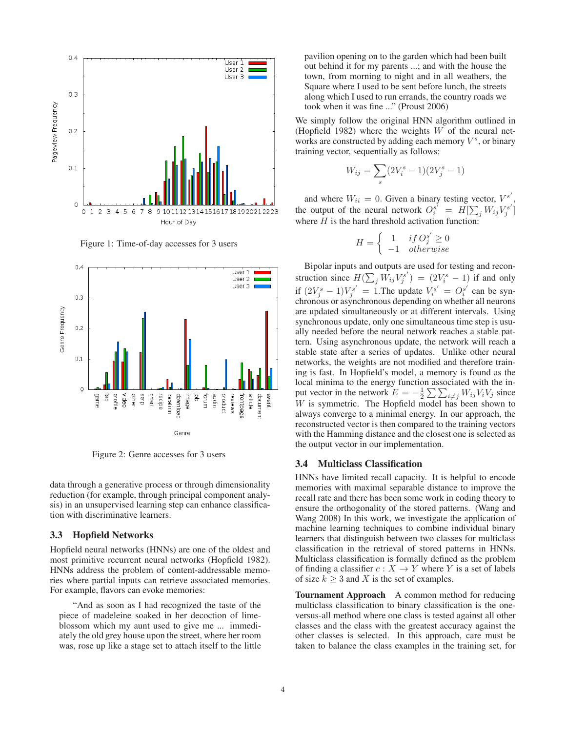0.4
0.3
0.2
0.1
0
Pageview Frequency
User 1
User 2
User 3
0 1 2 3 4 5 6 7 8 9 10 11 12 13 14 15 16 17 18 19 20 21 22 23
Hour of Day

Figure 1: Time-of-day accesses for 3 users

0.4
0.3
0.2
0.1
0
Genre Frequency
User 1
User 2
User 3
game
faq
profile
video
other
serp
chart
recipe
location
download
image
job
forum
audio
product
reviews
frontpage
article
document
event
Genre

Figure 2: Genre accesses for 3 users

data through a generative process or through dimensionality reduction (for example, through principal component analysis) in an unsupervised learning step can enhance classification with discriminative learners.

### 3.3 Hopfield Networks

Hopfield neural networks (HNNs) are one of the oldest and most primitive recurrent neural networks (Hopfield 1982). HNNs address the problem of content-addressable memories where partial inputs can retrieve associated memories. For example, flavors can evoke memories:

> "And as soon as I had recognized the taste of the piece of madeleine soaked in her decoction of lime-blossom which my aunt used to give me ... immediately the old grey house upon the street, where her room was, rose up like a stage set to attach itself to the little pavilion opening on to the garden which had been built out behind it for my parents ...; and with the house the town, from morning to night and in all weathers, the Square where I used to be sent before lunch, the streets along which I used to run errands, the country roads we took when it was fine ..." (Proust 2006)

We simply follow the original HNN algorithm outlined in (Hopfield 1982) where the weights $W$ of the neural networks are constructed by adding each memory $V^s$, or binary training vector, sequentially as follows:

$$W_{ij} = \sum_s (2V_i^s - 1)(2V_j^s - 1)$$

and where $W_{ii} = 0$. Given a binary testing vector, $V^{s'}$, the output of the neural network $O_i^{s'} = H[\sum_j W_{ij} V_j^{s'}]$ where $H$ is the hard threshold activation function:

$$H = \begin{cases} 1 & if\, O_j^{s'} \geq 0 \\ -1 & otherwise \end{cases}$$

Bipolar inputs and outputs are used for testing and reconstruction since $H(\sum_j W_{ij} V_j^{s'}) = (2V_i^s - 1)$ if and only if $(2V_j^s - 1)V_j^{s'} = 1$.The update $V_i^{s'} = O_i^{s'}$ can be synchronous or asynchronous depending on whether all neurons are updated simultaneously or at different intervals. Using synchronous update, only one simultaneous time step is usually needed before the neural network reaches a stable pattern. Using asynchronous update, the network will reach a stable state after a series of updates. Unlike other neural networks, the weights are not modified and therefore training is fast. In Hopfield's model, a memory is found as the local minima to the energy function associated with the input vector in the network $E = -\frac{1}{2} \sum \sum_{i \neq j} W_{ij} V_i V_j$ since $W$ is symmetric. The Hopfield model has been shown to always converge to a minimal energy. In our approach, the reconstructed vector is then compared to the training vectors with the Hamming distance and the closest one is selected as the output vector in our implementation.

### 3.4 Multiclass Classification

HNNs have limited recall capacity. It is helpful to encode memories with maximal separable distance to improve the recall rate and there has been some work in coding theory to ensure the orthogonality of the stored patterns. (Wang and Wang 2008) In this work, we investigate the application of machine learning techniques to combine individual binary learners that distinguish between two classes for multiclass classification in the retrieval of stored patterns in HNNs. Multiclass classification is formally defined as the problem of finding a classifier $c : X \rightarrow Y$ where $Y$ is a set of labels of size $k \geq 3$ and $X$ is the set of examples.

**Tournament Approach** A common method for reducing multiclass classification to binary classification is the one-versus-all method where one class is tested against all other classes and the class with the greatest accuracy against the other classes is selected. In this approach, care must be taken to balance the class examples in the training set, for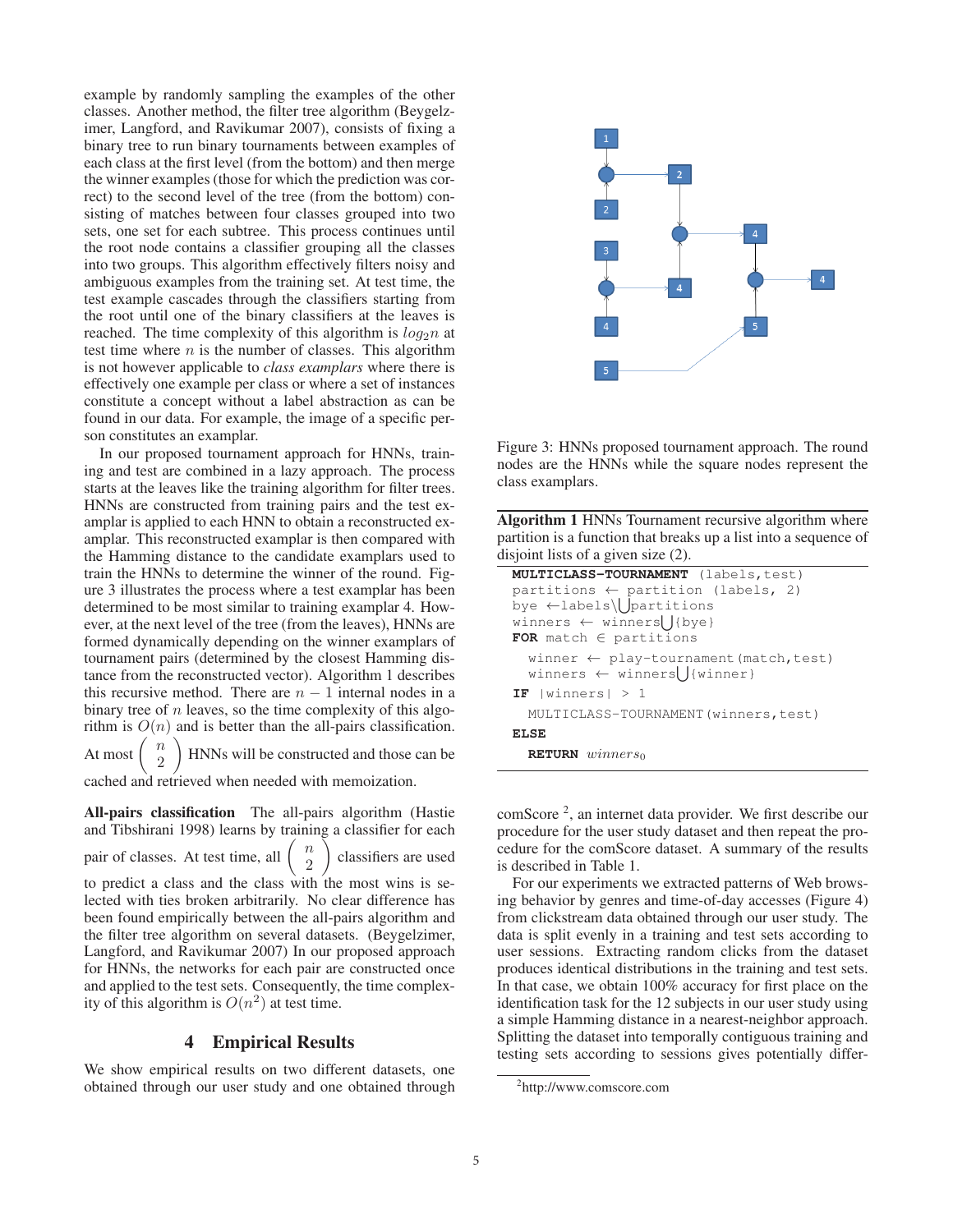example by randomly sampling the examples of the other classes. Another method, the filter tree algorithm (Beygelzimer, Langford, and Ravikumar 2007), consists of fixing a binary tree to run binary tournaments between examples of each class at the first level (from the bottom) and then merge the winner examples (those for which the prediction was correct) to the second level of the tree (from the bottom) consisting of matches between four classes grouped into two sets, one set for each subtree. This process continues until the root node contains a classifier grouping all the classes into two groups. This algorithm effectively filters noisy and ambiguous examples from the training set. At test time, the test example cascades through the classifiers starting from the root until one of the binary classifiers at the leaves is reached. The time complexity of this algorithm is $log_2 n$ at test time where $n$ is the number of classes. This algorithm is not however applicable to *class examplars* where there is effectively one example per class or where a set of instances constitute a concept without a label abstraction as can be found in our data. For example, the image of a specific person constitutes an examplar.

In our proposed tournament approach for HNNs, training and test are combined in a lazy approach. The process starts at the leaves like the training algorithm for filter trees. HNNs are constructed from training pairs and the test examplar is applied to each HNN to obtain a reconstructed examplar. This reconstructed examplar is then compared with the Hamming distance to the candidate examplars used to train the HNNs to determine the winner of the round. Figure 3 illustrates the process where a test examplar has been determined to be most similar to training examplar 4. However, at the next level of the tree (from the leaves), HNNs are formed dynamically depending on the winner examplars of tournament pairs (determined by the closest Hamming distance from the reconstructed vector). Algorithm 1 describes this recursive method. There are $n-1$ internal nodes in a binary tree of $n$ leaves, so the time complexity of this algorithm is $O(n)$ and is better than the all-pairs classification. At most $\binom{n}{2}$ HNNs will be constructed and those can be cached and retrieved when needed with memoization.

**All-pairs classification** The all-pairs algorithm (Hastie and Tibshirani 1998) learns by training a classifier for each pair of classes. At test time, all $\binom{n}{2}$ classifiers are used to predict a class and the class with the most wins is selected with ties broken arbitrarily. No clear difference has been found empirically between the all-pairs algorithm and the filter tree algorithm on several datasets. (Beygelzimer, Langford, and Ravikumar 2007) In our proposed approach for HNNs, the networks for each pair are constructed once and applied to the test sets. Consequently, the time complexity of this algorithm is $O(n^2)$ at test time.

## 4 Empirical Results

We show empirical results on two different datasets, one obtained through our user study and one obtained through comScore [2], an internet data provider. We first describe our procedure for the user study dataset and then repeat the procedure for the comScore dataset. A summary of the results is described in Table 1.

For our experiments we extracted patterns of Web browsing behavior by genres and time-of-day accesses (Figure 4) from clickstream data obtained through our user study. The data is split evenly in a training and test sets according to user sessions. Extracting random clicks from the dataset produces identical distributions in the training and test sets. In that case, we obtain 100% accuracy for first place on the identification task for the 12 subjects in our user study using a simple Hamming distance in a nearest-neighbor approach. Splitting the dataset into temporally contiguous training and testing sets according to sessions gives potentially differ-

1
2
3
4
5
2
4
4
5
4

Figure 3: HNNs proposed tournament approach. The round nodes are the HNNs while the square nodes represent the class examplars.

**Algorithm 1** HNNs Tournament recursive algorithm where partition is a function that breaks up a list into a sequence of disjoint lists of a given size (2).

```
MULTICLASS-TOURNAMENT (labels,test)
partitions ← partition (labels, 2)
bye ← labels \ ⋃partitions
winners ← winners ⋃ {bye}
FOR match ∈ partitions
    winner ← play-tournament(match,test)
    winners ← winners ⋃ {winner}
IF |winners| > 1
    MULTICLASS-TOURNAMENT(winners,test)
ELSE
    RETURN winners_0
```

[2] http://www.comscore.com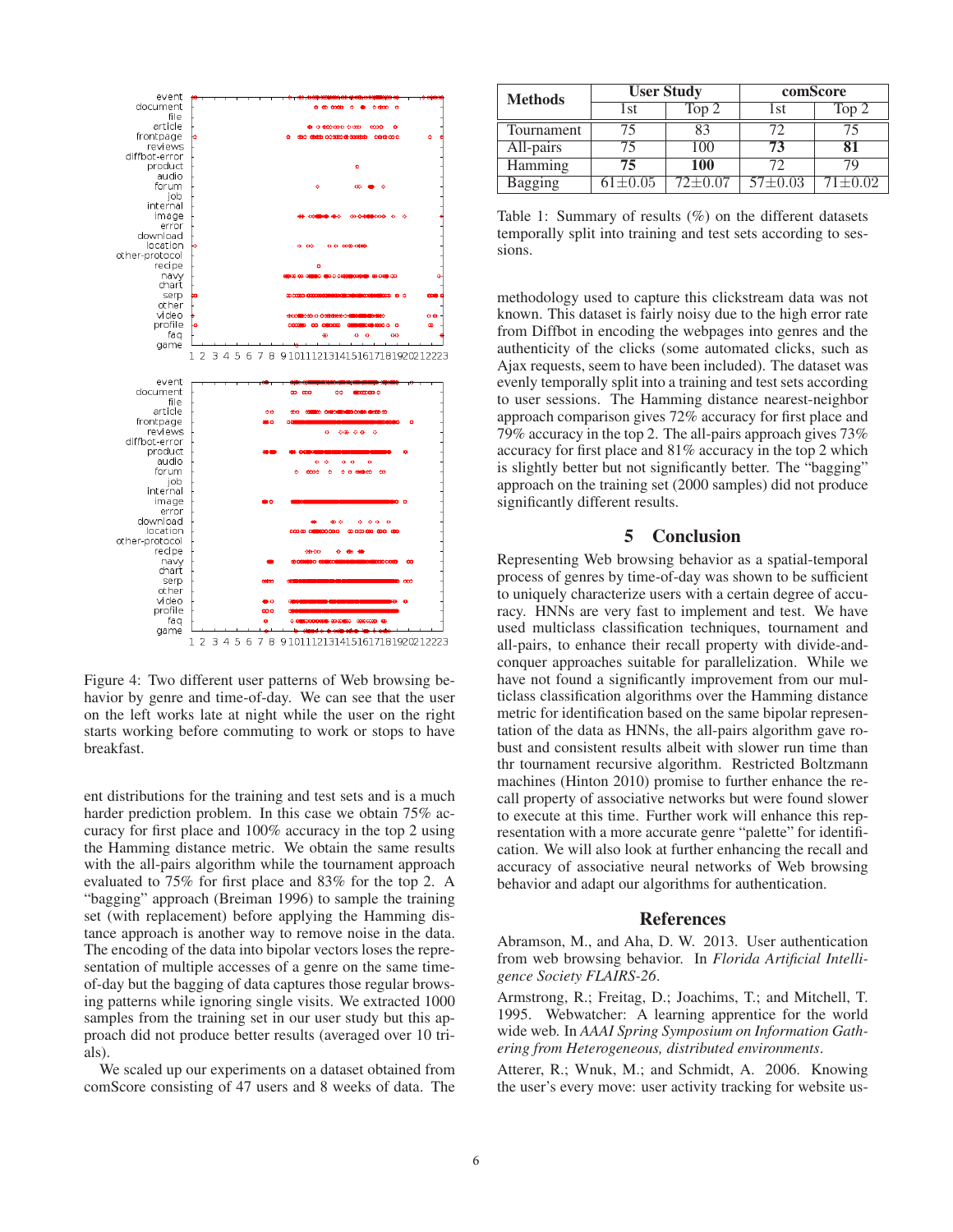event
document
file
article
frontpage
reviews
diffbot-error
product
audio
forum
job
internal
image
error
download
location
other-protocol
recipe
navy
chart
serp
other
video
profile
faq
game
1 2 3 4 5 6 7 8 9 10 11 12 13 14 15 16 17 18 19 20 21 22 23

event
document
file
article
frontpage
reviews
diffbot-error
product
audio
forum
job
internal
image
error
download
location
other-protocol
recipe
navy
chart
serp
other
video
profile
faq
game
1 2 3 4 5 6 7 8 9 10 11 12 13 14 15 16 17 18 19 20 21 22 23

Figure 4: Two different user patterns of Web browsing behavior by genre and time-of-day. We can see that the user on the left works late at night while the user on the right starts working before commuting to work or stops to have breakfast.

ent distributions for the training and test sets and is a much harder prediction problem. In this case we obtain 75% accuracy for first place and 100% accuracy in the top 2 using the Hamming distance metric. We obtain the same results with the all-pairs algorithm while the tournament approach evaluated to 75% for first place and 83% for the top 2. A "bagging" approach (Breiman 1996) to sample the training set (with replacement) before applying the Hamming distance approach is another way to remove noise in the data. The encoding of the data into bipolar vectors loses the representation of multiple accesses of a genre on the same time-of-day but the bagging of data captures those regular browsing patterns while ignoring single visits. We extracted 1000 samples from the training set in our user study but this approach did not produce better results (averaged over 10 trials).

We scaled up our experiments on a dataset obtained from comScore consisting of 47 users and 8 weeks of data. The methodology used to capture this clickstream data was not known. This dataset is fairly noisy due to the high error rate from Diffbot in encoding the webpages into genres and the authenticity of the clicks (some automated clicks, such as Ajax requests, seem to have been included). The dataset was evenly temporally split into a training and test sets according to user sessions. The Hamming distance nearest-neighbor approach comparison gives 72% accuracy for first place and 79% accuracy in the top 2. The all-pairs approach gives 73% accuracy for first place and 81% accuracy in the top 2 which is slightly better but not significantly better. The "bagging" approach on the training set (2000 samples) did not produce significantly different results.

| Methods | User Study | | comScore | |
|---|---|---|---|---|
| | 1st | Top 2 | 1st | Top 2 |
| Tournament | 75 | 83 | 72 | 75 |
| All-pairs | 75 | 100 | **73** | **81** |
| Hamming | **75** | **100** | 72 | 79 |
| Bagging | $61\pm0.05$ | $72\pm0.07$ | $57\pm0.03$ | $71\pm0.02$ |

Table 1: Summary of results (%) on the different datasets temporally split into training and test sets according to sessions.

## 5 Conclusion

Representing Web browsing behavior as a spatial-temporal process of genres by time-of-day was shown to be sufficient to uniquely characterize users with a certain degree of accuracy. HNNs are very fast to implement and test. We have used multiclass classification techniques, tournament and all-pairs, to enhance their recall property with divide-and-conquer approaches suitable for parallelization. While we have not found a significantly improvement from our multiclass classification algorithms over the Hamming distance metric for identification based on the same bipolar representation of the data as HNNs, the all-pairs algorithm gave robust and consistent results albeit with slower run time than thr tournament recursive algorithm. Restricted Boltzmann machines (Hinton 2010) promise to further enhance the recall property of associative networks but were found slower to execute at this time. Further work will enhance this representation with a more accurate genre "palette" for identification. We will also look at further enhancing the recall and accuracy of associative neural networks of Web browsing behavior and adapt our algorithms for authentication.

## References

Abramson, M., and Aha, D. W. 2013. User authentication from web browsing behavior. In *Florida Artificial Intelligence Society FLAIRS-26*.

Armstrong, R.; Freitag, D.; Joachims, T.; and Mitchell, T. 1995. Webwatcher: A learning apprentice for the world wide web. In *AAAI Spring Symposium on Information Gathering from Heterogeneous, distributed environments*.

Atterer, R.; Wnuk, M.; and Schmidt, A. 2006. Knowing the user's every move: user activity tracking for website us-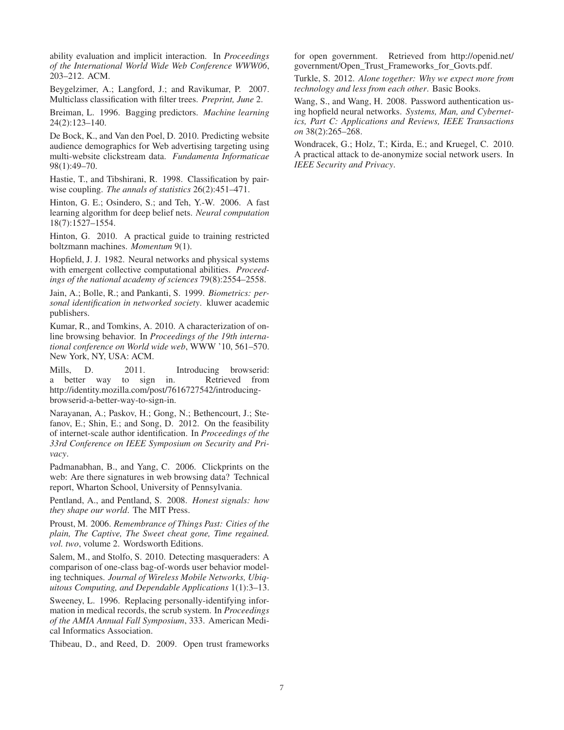ability evaluation and implicit interaction. In *Proceedings of the International World Wide Web Conference WWW06*, 203–212. ACM.

Beygelzimer, A.; Langford, J.; and Ravikumar, P. 2007. Multiclass classification with filter trees. *Preprint, June* 2.

Breiman, L. 1996. Bagging predictors. *Machine learning* 24(2):123–140.

De Bock, K., and Van den Poel, D. 2010. Predicting website audience demographics for Web advertising targeting using multi-website clickstream data. *Fundamenta Informaticae* 98(1):49–70.

Hastie, T., and Tibshirani, R. 1998. Classification by pairwise coupling. *The annals of statistics* 26(2):451–471.

Hinton, G. E.; Osindero, S.; and Teh, Y.-W. 2006. A fast learning algorithm for deep belief nets. *Neural computation* 18(7):1527–1554.

Hinton, G. 2010. A practical guide to training restricted boltzmann machines. *Momentum* 9(1).

Hopfield, J. J. 1982. Neural networks and physical systems with emergent collective computational abilities. *Proceedings of the national academy of sciences* 79(8):2554–2558.

Jain, A.; Bolle, R.; and Pankanti, S. 1999. *Biometrics: personal identification in networked society*. kluwer academic publishers.

Kumar, R., and Tomkins, A. 2010. A characterization of online browsing behavior. In *Proceedings of the 19th international conference on World wide web*, WWW '10, 561–570. New York, NY, USA: ACM.

Mills, D. 2011. Introducing browserid: a better way to sign in. Retrieved from http://identity.mozilla.com/post/7616727542/introducing-browserid-a-better-way-to-sign-in.

Narayanan, A.; Paskov, H.; Gong, N.; Bethencourt, J.; Stefanov, E.; Shin, E.; and Song, D. 2012. On the feasibility of internet-scale author identification. In *Proceedings of the 33rd Conference on IEEE Symposium on Security and Privacy*.

Padmanabhan, B., and Yang, C. 2006. Clickprints on the web: Are there signatures in web browsing data? Technical report, Wharton School, University of Pennsylvania.

Pentland, A., and Pentland, S. 2008. *Honest signals: how they shape our world*. The MIT Press.

Proust, M. 2006. *Remembrance of Things Past: Cities of the plain, The Captive, The Sweet cheat gone, Time regained. vol. two*, volume 2. Wordsworth Editions.

Salem, M., and Stolfo, S. 2010. Detecting masqueraders: A comparison of one-class bag-of-words user behavior modeling techniques. *Journal of Wireless Mobile Networks, Ubiquitous Computing, and Dependable Applications* 1(1):3–13.

Sweeney, L. 1996. Replacing personally-identifying information in medical records, the scrub system. In *Proceedings of the AMIA Annual Fall Symposium*, 333. American Medical Informatics Association.

Thibeau, D., and Reed, D. 2009. Open trust frameworks for open government. Retrieved from http://openid.net/government/Open_Trust_Frameworks_for_Govts.pdf.

Turkle, S. 2012. *Alone together: Why we expect more from technology and less from each other*. Basic Books.

Wang, S., and Wang, H. 2008. Password authentication using hopfield neural networks. *Systems, Man, and Cybernetics, Part C: Applications and Reviews, IEEE Transactions on* 38(2):265–268.

Wondracek, G.; Holz, T.; Kirda, E.; and Kruegel, C. 2010. A practical attack to de-anonymize social network users. In *IEEE Security and Privacy*.